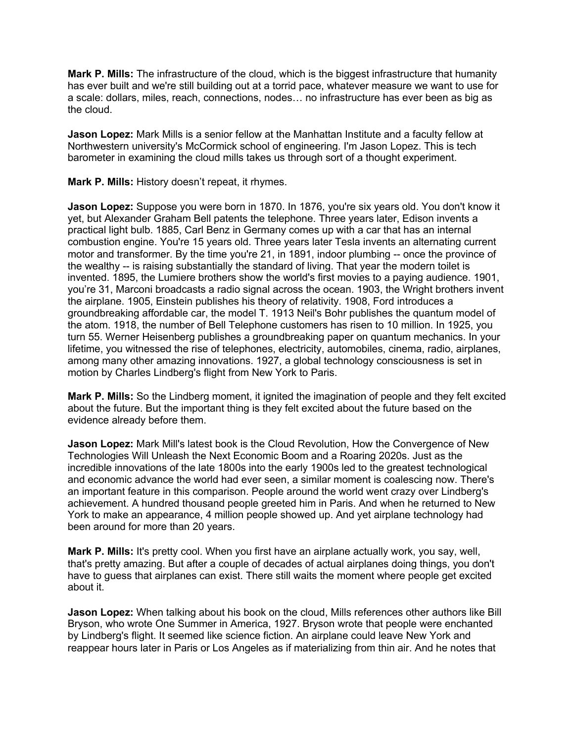**Mark P. Mills:** The infrastructure of the cloud, which is the biggest infrastructure that humanity has ever built and we're still building out at a torrid pace, whatever measure we want to use for a scale: dollars, miles, reach, connections, nodes… no infrastructure has ever been as big as the cloud.

**Jason Lopez:** Mark Mills is a senior fellow at the Manhattan Institute and a faculty fellow at Northwestern university's McCormick school of engineering. I'm Jason Lopez. This is tech barometer in examining the cloud mills takes us through sort of a thought experiment.

**Mark P. Mills:** History doesn't repeat, it rhymes.

**Jason Lopez:** Suppose you were born in 1870. In 1876, you're six years old. You don't know it yet, but Alexander Graham Bell patents the telephone. Three years later, Edison invents a practical light bulb. 1885, Carl Benz in Germany comes up with a car that has an internal combustion engine. You're 15 years old. Three years later Tesla invents an alternating current motor and transformer. By the time you're 21, in 1891, indoor plumbing -- once the province of the wealthy -- is raising substantially the standard of living. That year the modern toilet is invented. 1895, the Lumiere brothers show the world's first movies to a paying audience. 1901, you're 31, Marconi broadcasts a radio signal across the ocean. 1903, the Wright brothers invent the airplane. 1905, Einstein publishes his theory of relativity. 1908, Ford introduces a groundbreaking affordable car, the model T. 1913 Neil's Bohr publishes the quantum model of the atom. 1918, the number of Bell Telephone customers has risen to 10 million. In 1925, you turn 55. Werner Heisenberg publishes a groundbreaking paper on quantum mechanics. In your lifetime, you witnessed the rise of telephones, electricity, automobiles, cinema, radio, airplanes, among many other amazing innovations. 1927, a global technology consciousness is set in motion by Charles Lindberg's flight from New York to Paris.

**Mark P. Mills:** So the Lindberg moment, it ignited the imagination of people and they felt excited about the future. But the important thing is they felt excited about the future based on the evidence already before them.

**Jason Lopez:** Mark Mill's latest book is the Cloud Revolution, How the Convergence of New Technologies Will Unleash the Next Economic Boom and a Roaring 2020s. Just as the incredible innovations of the late 1800s into the early 1900s led to the greatest technological and economic advance the world had ever seen, a similar moment is coalescing now. There's an important feature in this comparison. People around the world went crazy over Lindberg's achievement. A hundred thousand people greeted him in Paris. And when he returned to New York to make an appearance, 4 million people showed up. And yet airplane technology had been around for more than 20 years.

**Mark P. Mills:** It's pretty cool. When you first have an airplane actually work, you say, well, that's pretty amazing. But after a couple of decades of actual airplanes doing things, you don't have to guess that airplanes can exist. There still waits the moment where people get excited about it.

**Jason Lopez:** When talking about his book on the cloud, Mills references other authors like Bill Bryson, who wrote One Summer in America, 1927. Bryson wrote that people were enchanted by Lindberg's flight. It seemed like science fiction. An airplane could leave New York and reappear hours later in Paris or Los Angeles as if materializing from thin air. And he notes that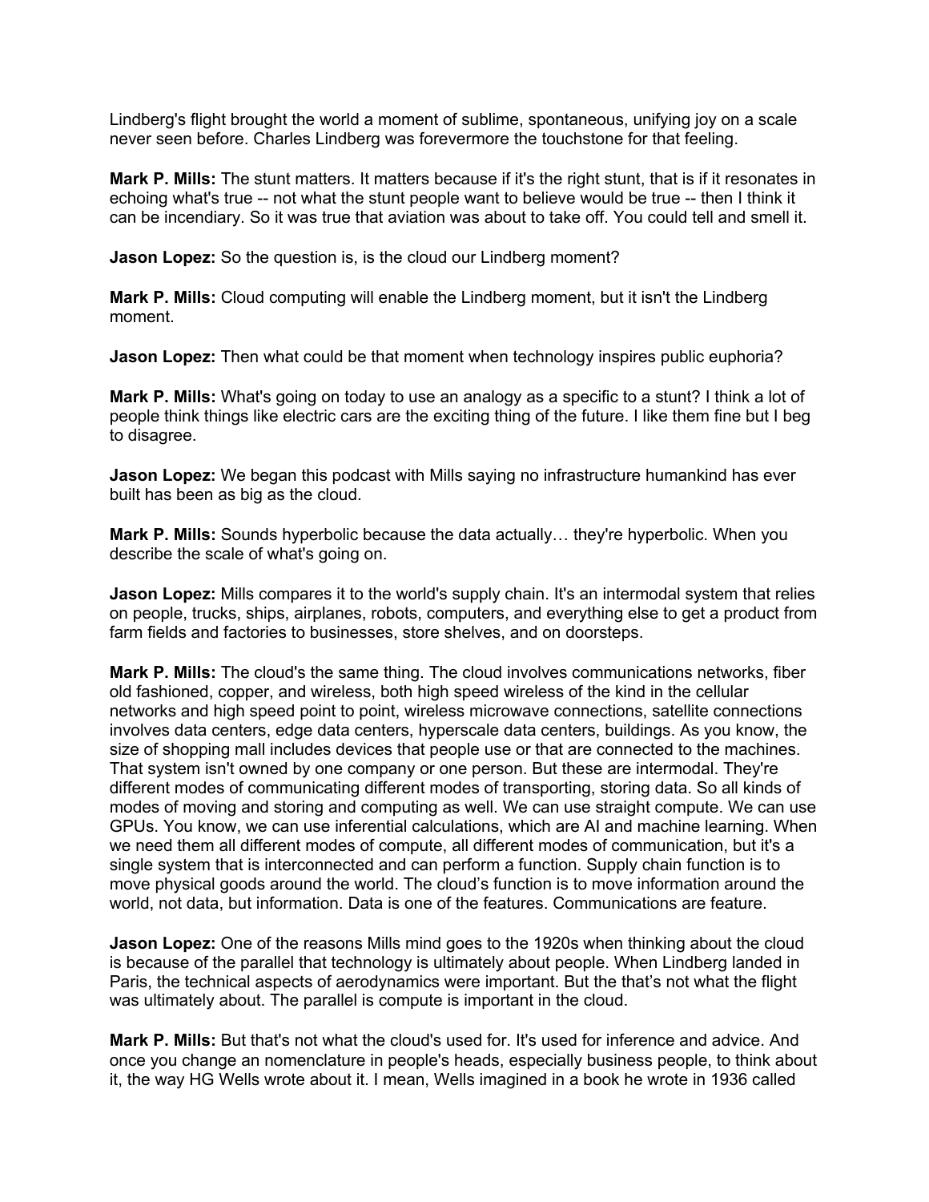Lindberg's flight brought the world a moment of sublime, spontaneous, unifying joy on a scale never seen before. Charles Lindberg was forevermore the touchstone for that feeling.

**Mark P. Mills:** The stunt matters. It matters because if it's the right stunt, that is if it resonates in echoing what's true -- not what the stunt people want to believe would be true -- then I think it can be incendiary. So it was true that aviation was about to take off. You could tell and smell it.

**Jason Lopez:** So the question is, is the cloud our Lindberg moment?

**Mark P. Mills:** Cloud computing will enable the Lindberg moment, but it isn't the Lindberg moment.

**Jason Lopez:** Then what could be that moment when technology inspires public euphoria?

**Mark P. Mills:** What's going on today to use an analogy as a specific to a stunt? I think a lot of people think things like electric cars are the exciting thing of the future. I like them fine but I beg to disagree.

**Jason Lopez:** We began this podcast with Mills saying no infrastructure humankind has ever built has been as big as the cloud.

**Mark P. Mills:** Sounds hyperbolic because the data actually… they're hyperbolic. When you describe the scale of what's going on.

**Jason Lopez:** Mills compares it to the world's supply chain. It's an intermodal system that relies on people, trucks, ships, airplanes, robots, computers, and everything else to get a product from farm fields and factories to businesses, store shelves, and on doorsteps.

**Mark P. Mills:** The cloud's the same thing. The cloud involves communications networks, fiber old fashioned, copper, and wireless, both high speed wireless of the kind in the cellular networks and high speed point to point, wireless microwave connections, satellite connections involves data centers, edge data centers, hyperscale data centers, buildings. As you know, the size of shopping mall includes devices that people use or that are connected to the machines. That system isn't owned by one company or one person. But these are intermodal. They're different modes of communicating different modes of transporting, storing data. So all kinds of modes of moving and storing and computing as well. We can use straight compute. We can use GPUs. You know, we can use inferential calculations, which are AI and machine learning. When we need them all different modes of compute, all different modes of communication, but it's a single system that is interconnected and can perform a function. Supply chain function is to move physical goods around the world. The cloud's function is to move information around the world, not data, but information. Data is one of the features. Communications are feature.

**Jason Lopez:** One of the reasons Mills mind goes to the 1920s when thinking about the cloud is because of the parallel that technology is ultimately about people. When Lindberg landed in Paris, the technical aspects of aerodynamics were important. But the that's not what the flight was ultimately about. The parallel is compute is important in the cloud.

**Mark P. Mills:** But that's not what the cloud's used for. It's used for inference and advice. And once you change an nomenclature in people's heads, especially business people, to think about it, the way HG Wells wrote about it. I mean, Wells imagined in a book he wrote in 1936 called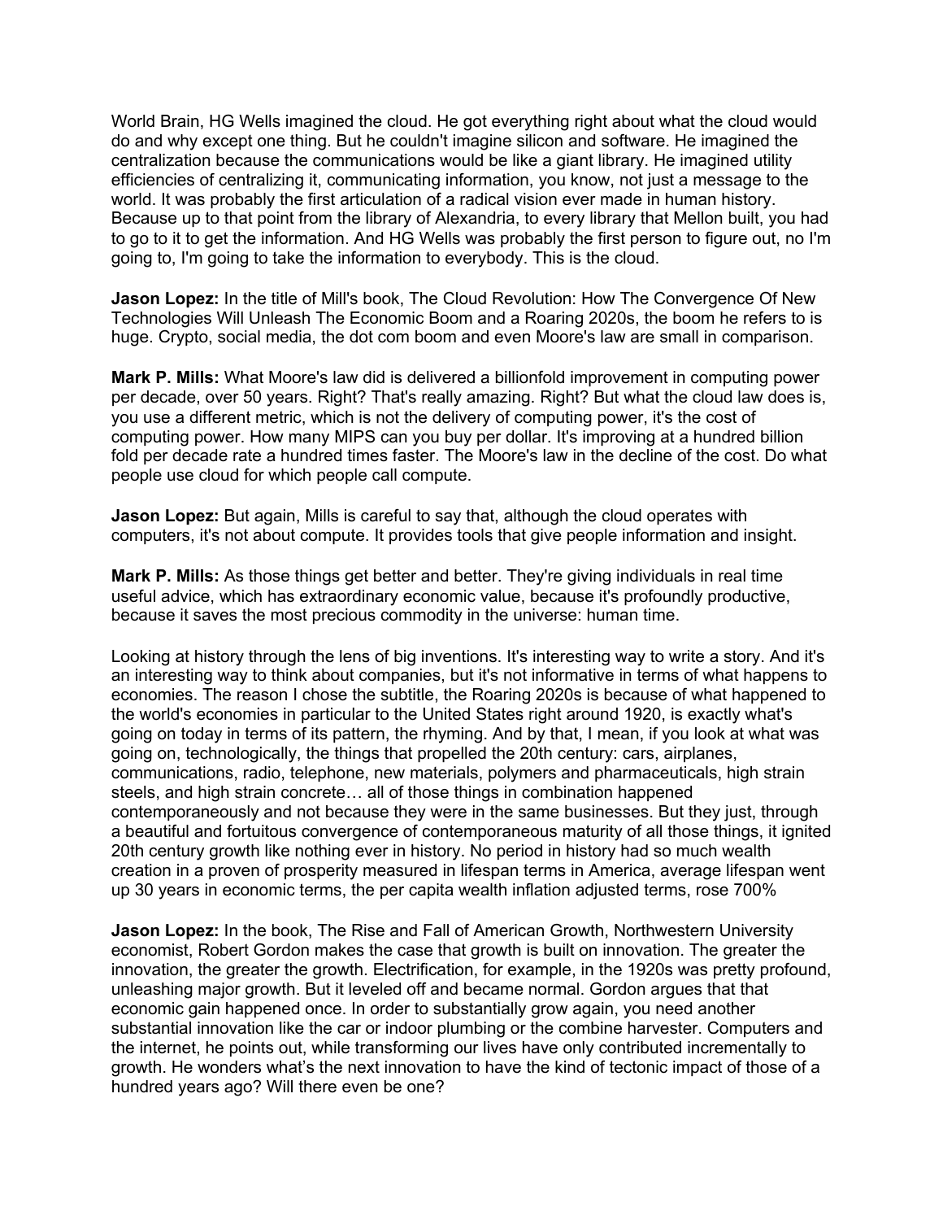World Brain, HG Wells imagined the cloud. He got everything right about what the cloud would do and why except one thing. But he couldn't imagine silicon and software. He imagined the centralization because the communications would be like a giant library. He imagined utility efficiencies of centralizing it, communicating information, you know, not just a message to the world. It was probably the first articulation of a radical vision ever made in human history. Because up to that point from the library of Alexandria, to every library that Mellon built, you had to go to it to get the information. And HG Wells was probably the first person to figure out, no I'm going to, I'm going to take the information to everybody. This is the cloud.

**Jason Lopez:** In the title of Mill's book, The Cloud Revolution: How The Convergence Of New Technologies Will Unleash The Economic Boom and a Roaring 2020s, the boom he refers to is huge. Crypto, social media, the dot com boom and even Moore's law are small in comparison.

**Mark P. Mills:** What Moore's law did is delivered a billionfold improvement in computing power per decade, over 50 years. Right? That's really amazing. Right? But what the cloud law does is, you use a different metric, which is not the delivery of computing power, it's the cost of computing power. How many MIPS can you buy per dollar. It's improving at a hundred billion fold per decade rate a hundred times faster. The Moore's law in the decline of the cost. Do what people use cloud for which people call compute.

**Jason Lopez:** But again, Mills is careful to say that, although the cloud operates with computers, it's not about compute. It provides tools that give people information and insight.

**Mark P. Mills:** As those things get better and better. They're giving individuals in real time useful advice, which has extraordinary economic value, because it's profoundly productive, because it saves the most precious commodity in the universe: human time.

Looking at history through the lens of big inventions. It's interesting way to write a story. And it's an interesting way to think about companies, but it's not informative in terms of what happens to economies. The reason I chose the subtitle, the Roaring 2020s is because of what happened to the world's economies in particular to the United States right around 1920, is exactly what's going on today in terms of its pattern, the rhyming. And by that, I mean, if you look at what was going on, technologically, the things that propelled the 20th century: cars, airplanes, communications, radio, telephone, new materials, polymers and pharmaceuticals, high strain steels, and high strain concrete… all of those things in combination happened contemporaneously and not because they were in the same businesses. But they just, through a beautiful and fortuitous convergence of contemporaneous maturity of all those things, it ignited 20th century growth like nothing ever in history. No period in history had so much wealth creation in a proven of prosperity measured in lifespan terms in America, average lifespan went up 30 years in economic terms, the per capita wealth inflation adjusted terms, rose 700%

**Jason Lopez:** In the book, The Rise and Fall of American Growth, Northwestern University economist, Robert Gordon makes the case that growth is built on innovation. The greater the innovation, the greater the growth. Electrification, for example, in the 1920s was pretty profound, unleashing major growth. But it leveled off and became normal. Gordon argues that that economic gain happened once. In order to substantially grow again, you need another substantial innovation like the car or indoor plumbing or the combine harvester. Computers and the internet, he points out, while transforming our lives have only contributed incrementally to growth. He wonders what's the next innovation to have the kind of tectonic impact of those of a hundred years ago? Will there even be one?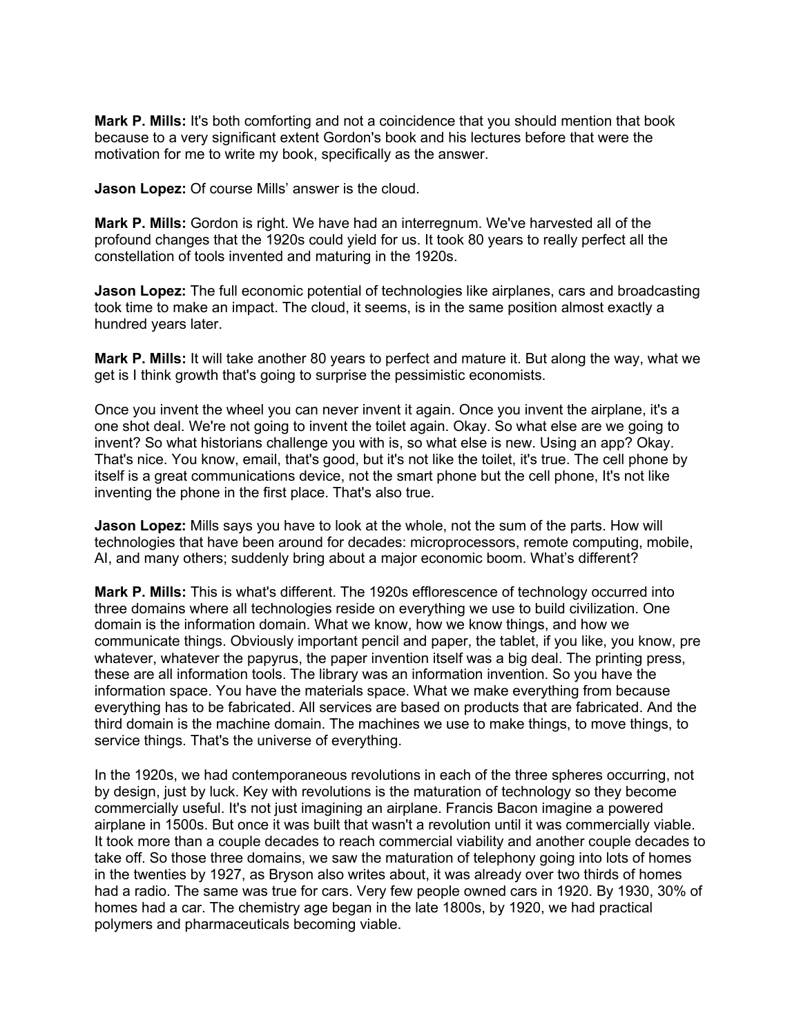**Mark P. Mills:** It's both comforting and not a coincidence that you should mention that book because to a very significant extent Gordon's book and his lectures before that were the motivation for me to write my book, specifically as the answer.

**Jason Lopez:** Of course Mills' answer is the cloud.

**Mark P. Mills:** Gordon is right. We have had an interregnum. We've harvested all of the profound changes that the 1920s could yield for us. It took 80 years to really perfect all the constellation of tools invented and maturing in the 1920s.

**Jason Lopez:** The full economic potential of technologies like airplanes, cars and broadcasting took time to make an impact. The cloud, it seems, is in the same position almost exactly a hundred years later.

**Mark P. Mills:** It will take another 80 years to perfect and mature it. But along the way, what we get is I think growth that's going to surprise the pessimistic economists.

Once you invent the wheel you can never invent it again. Once you invent the airplane, it's a one shot deal. We're not going to invent the toilet again. Okay. So what else are we going to invent? So what historians challenge you with is, so what else is new. Using an app? Okay. That's nice. You know, email, that's good, but it's not like the toilet, it's true. The cell phone by itself is a great communications device, not the smart phone but the cell phone, It's not like inventing the phone in the first place. That's also true.

**Jason Lopez:** Mills says you have to look at the whole, not the sum of the parts. How will technologies that have been around for decades: microprocessors, remote computing, mobile, AI, and many others; suddenly bring about a major economic boom. What's different?

**Mark P. Mills:** This is what's different. The 1920s efflorescence of technology occurred into three domains where all technologies reside on everything we use to build civilization. One domain is the information domain. What we know, how we know things, and how we communicate things. Obviously important pencil and paper, the tablet, if you like, you know, pre whatever, whatever the papyrus, the paper invention itself was a big deal. The printing press, these are all information tools. The library was an information invention. So you have the information space. You have the materials space. What we make everything from because everything has to be fabricated. All services are based on products that are fabricated. And the third domain is the machine domain. The machines we use to make things, to move things, to service things. That's the universe of everything.

In the 1920s, we had contemporaneous revolutions in each of the three spheres occurring, not by design, just by luck. Key with revolutions is the maturation of technology so they become commercially useful. It's not just imagining an airplane. Francis Bacon imagine a powered airplane in 1500s. But once it was built that wasn't a revolution until it was commercially viable. It took more than a couple decades to reach commercial viability and another couple decades to take off. So those three domains, we saw the maturation of telephony going into lots of homes in the twenties by 1927, as Bryson also writes about, it was already over two thirds of homes had a radio. The same was true for cars. Very few people owned cars in 1920. By 1930, 30% of homes had a car. The chemistry age began in the late 1800s, by 1920, we had practical polymers and pharmaceuticals becoming viable.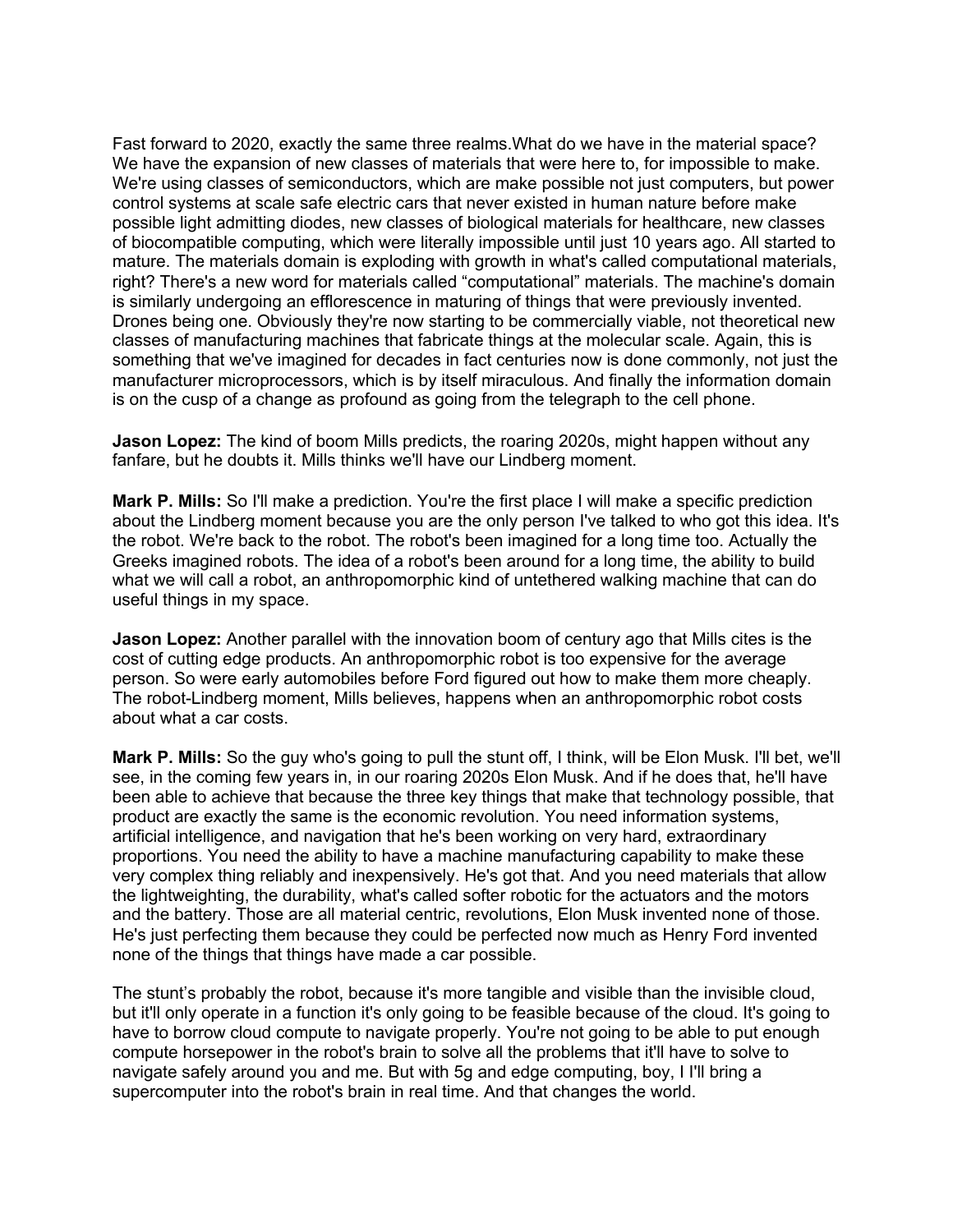Fast forward to 2020, exactly the same three realms.What do we have in the material space? We have the expansion of new classes of materials that were here to, for impossible to make. We're using classes of semiconductors, which are make possible not just computers, but power control systems at scale safe electric cars that never existed in human nature before make possible light admitting diodes, new classes of biological materials for healthcare, new classes of biocompatible computing, which were literally impossible until just 10 years ago. All started to mature. The materials domain is exploding with growth in what's called computational materials, right? There's a new word for materials called "computational" materials. The machine's domain is similarly undergoing an efflorescence in maturing of things that were previously invented. Drones being one. Obviously they're now starting to be commercially viable, not theoretical new classes of manufacturing machines that fabricate things at the molecular scale. Again, this is something that we've imagined for decades in fact centuries now is done commonly, not just the manufacturer microprocessors, which is by itself miraculous. And finally the information domain is on the cusp of a change as profound as going from the telegraph to the cell phone.

**Jason Lopez:** The kind of boom Mills predicts, the roaring 2020s, might happen without any fanfare, but he doubts it. Mills thinks we'll have our Lindberg moment.

**Mark P. Mills:** So I'll make a prediction. You're the first place I will make a specific prediction about the Lindberg moment because you are the only person I've talked to who got this idea. It's the robot. We're back to the robot. The robot's been imagined for a long time too. Actually the Greeks imagined robots. The idea of a robot's been around for a long time, the ability to build what we will call a robot, an anthropomorphic kind of untethered walking machine that can do useful things in my space.

**Jason Lopez:** Another parallel with the innovation boom of century ago that Mills cites is the cost of cutting edge products. An anthropomorphic robot is too expensive for the average person. So were early automobiles before Ford figured out how to make them more cheaply. The robot-Lindberg moment, Mills believes, happens when an anthropomorphic robot costs about what a car costs.

**Mark P. Mills:** So the guy who's going to pull the stunt off, I think, will be Elon Musk. I'll bet, we'll see, in the coming few years in, in our roaring 2020s Elon Musk. And if he does that, he'll have been able to achieve that because the three key things that make that technology possible, that product are exactly the same is the economic revolution. You need information systems, artificial intelligence, and navigation that he's been working on very hard, extraordinary proportions. You need the ability to have a machine manufacturing capability to make these very complex thing reliably and inexpensively. He's got that. And you need materials that allow the lightweighting, the durability, what's called softer robotic for the actuators and the motors and the battery. Those are all material centric, revolutions, Elon Musk invented none of those. He's just perfecting them because they could be perfected now much as Henry Ford invented none of the things that things have made a car possible.

The stunt's probably the robot, because it's more tangible and visible than the invisible cloud, but it'll only operate in a function it's only going to be feasible because of the cloud. It's going to have to borrow cloud compute to navigate properly. You're not going to be able to put enough compute horsepower in the robot's brain to solve all the problems that it'll have to solve to navigate safely around you and me. But with 5g and edge computing, boy, I I'll bring a supercomputer into the robot's brain in real time. And that changes the world.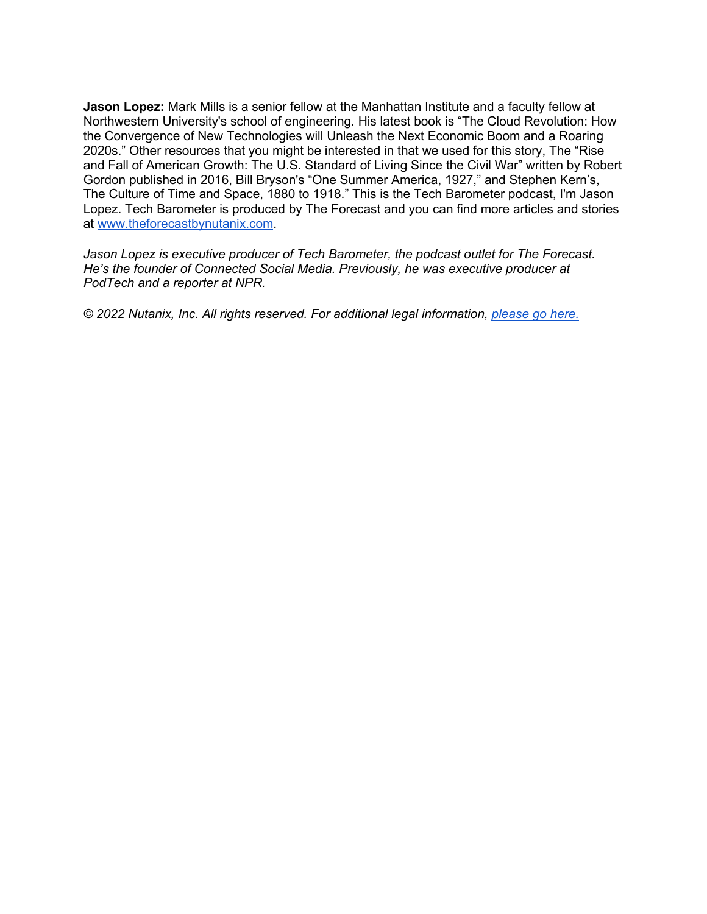**Jason Lopez:** Mark Mills is a senior fellow at the Manhattan Institute and a faculty fellow at Northwestern University's school of engineering. His latest book is "The Cloud Revolution: How the Convergence of New Technologies will Unleash the Next Economic Boom and a Roaring 2020s." Other resources that you might be interested in that we used for this story, The "Rise and Fall of American Growth: The U.S. Standard of Living Since the Civil War" written by Robert Gordon published in 2016, Bill Bryson's "One Summer America, 1927," and Stephen Kern's, The Culture of Time and Space, 1880 to 1918." This is the Tech Barometer podcast, I'm Jason Lopez. Tech Barometer is produced by The Forecast and you can find more articles and stories at [www.theforecastbynutanix.com](www.theforecastbynutanix.com).

*Jason Lopez is executive producer of Tech Barometer, the podcast outlet for The Forecast. He's the founder of Connected Social Media. Previously, he was executive producer at PodTech and a reporter at NPR.*

*© 2022 Nutanix, Inc. All rights reserved. For additional legal information, please go here.*